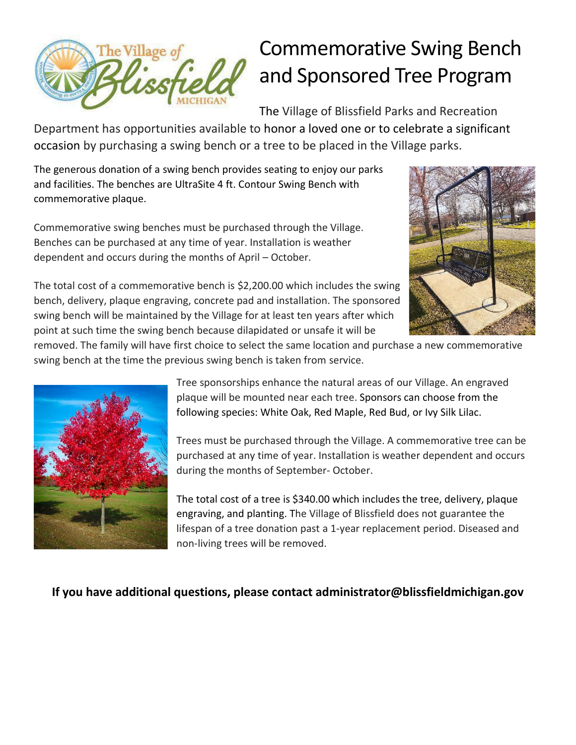# Commemorative Swing Bench and Sponsored Tree Program

The Village of Blissfield Parks and Recreation Department has opportunities available to honor a loved one or to celebrate a significant occasion by purchasing a swing bench or a tree to be placed in the Village parks.

The generous donation of a swing bench provides seating to enjoy our parks and facilities. The benches are UltraSite 4 ft. Contour Swing Bench with commemorative plaque.

Commemorative swing benches must be purchased through the Village. Benches can be purchased at any time of year. Installation is weather dependent and occurs during the months of April – October.

The total cost of a commemorative bench is $2,200.00 which includes the swing bench, delivery, plaque engraving, concrete pad and installation. The sponsored swing bench will be maintained by the Village for at least ten years after which point at such time the swing bench because dilapidated or unsafe it will be removed. The family will have first choice to select the same location and purchase a new commemorative swing bench at the time the previous swing bench is taken from service.

Tree sponsorships enhance the natural areas of our Village. An engraved plaque will be mounted near each tree. Sponsors can choose from the following species: White Oak, Red Maple, Red Bud, or Ivy Silk Lilac.

Trees must be purchased through the Village. A commemorative tree can be purchased at any time of year. Installation is weather dependent and occurs during the months of September- October.

The total cost of a tree is $340.00 which includes the tree, delivery, plaque engraving, and planting. The Village of Blissfield does not guarantee the lifespan of a tree donation past a 1-year replacement period. Diseased and non-living trees will be removed.

**If you have additional questions, please contact administrator@blissfieldmichigan.gov**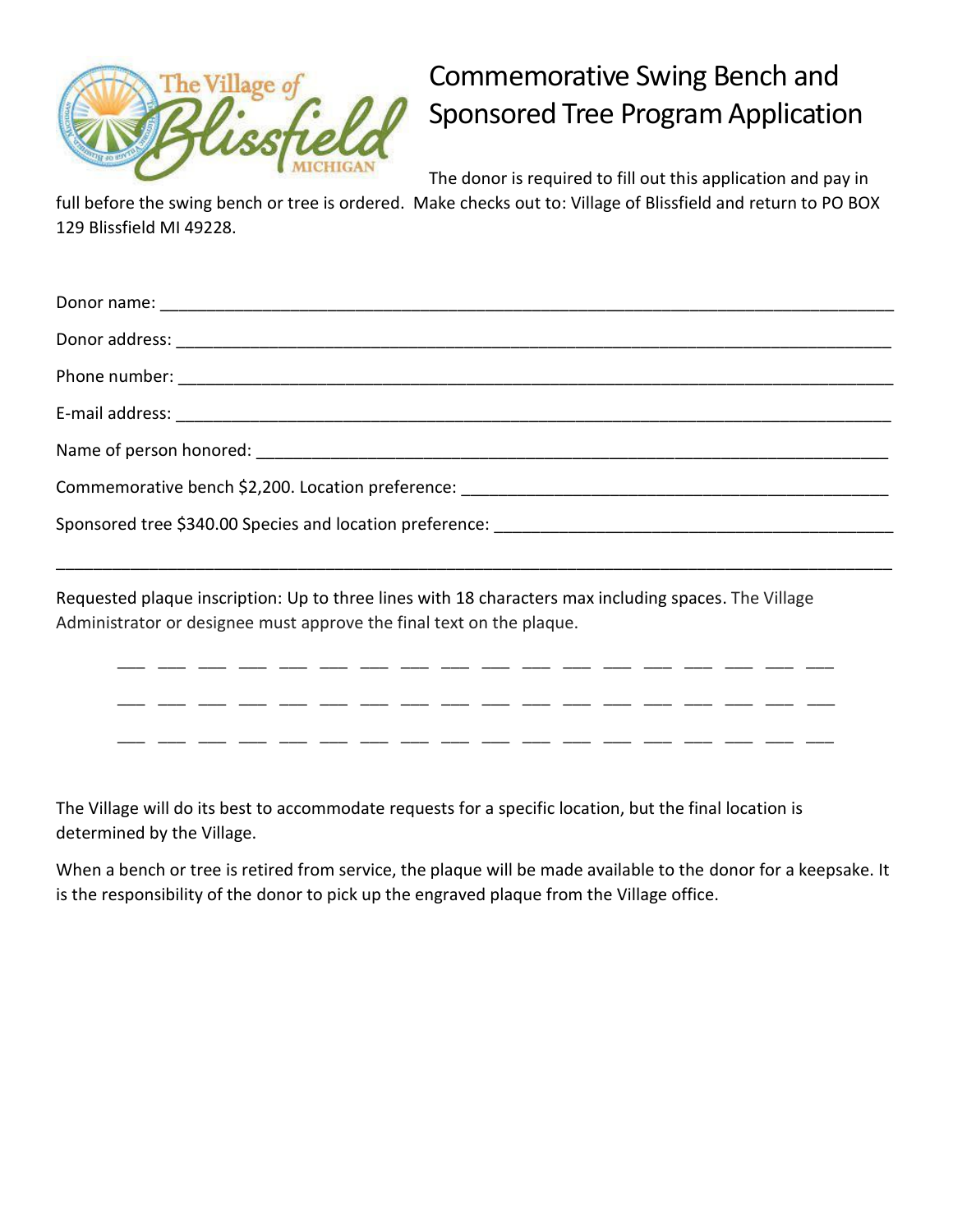# Commemorative Swing Bench and Sponsored Tree Program Application

The donor is required to fill out this application and pay in full before the swing bench or tree is ordered. Make checks out to: Village of Blissfield and return to PO BOX 129 Blissfield MI 49228.

Donor name: ______________________________________________________________________________

Donor address: ____________________________________________________________________________

Phone number: _____________________________________________________________________________

E-mail address: ____________________________________________________________________________

Name of person honored: ____________________________________________________________________

Commemorative bench $2,200. Location preference: _____________________________________________

Sponsored tree $340.00 Species and location preference: __________________________________________

_________________________________________________________________________________________

Requested plaque inscription: Up to three lines with 18 characters max including spaces. The Village Administrator or designee must approve the final text on the plaque.

___ ___ ___ ___ ___ ___ ___ ___ ___ ___ ___ ___ ___ ___ ___ ___ ___ ___

___ ___ ___ ___ ___ ___ ___ ___ ___ ___ ___ ___ ___ ___ ___ ___ ___ ___

___ ___ ___ ___ ___ ___ ___ ___ ___ ___ ___ ___ ___ ___ ___ ___ ___ ___

The Village will do its best to accommodate requests for a specific location, but the final location is determined by the Village.

When a bench or tree is retired from service, the plaque will be made available to the donor for a keepsake. It is the responsibility of the donor to pick up the engraved plaque from the Village office.